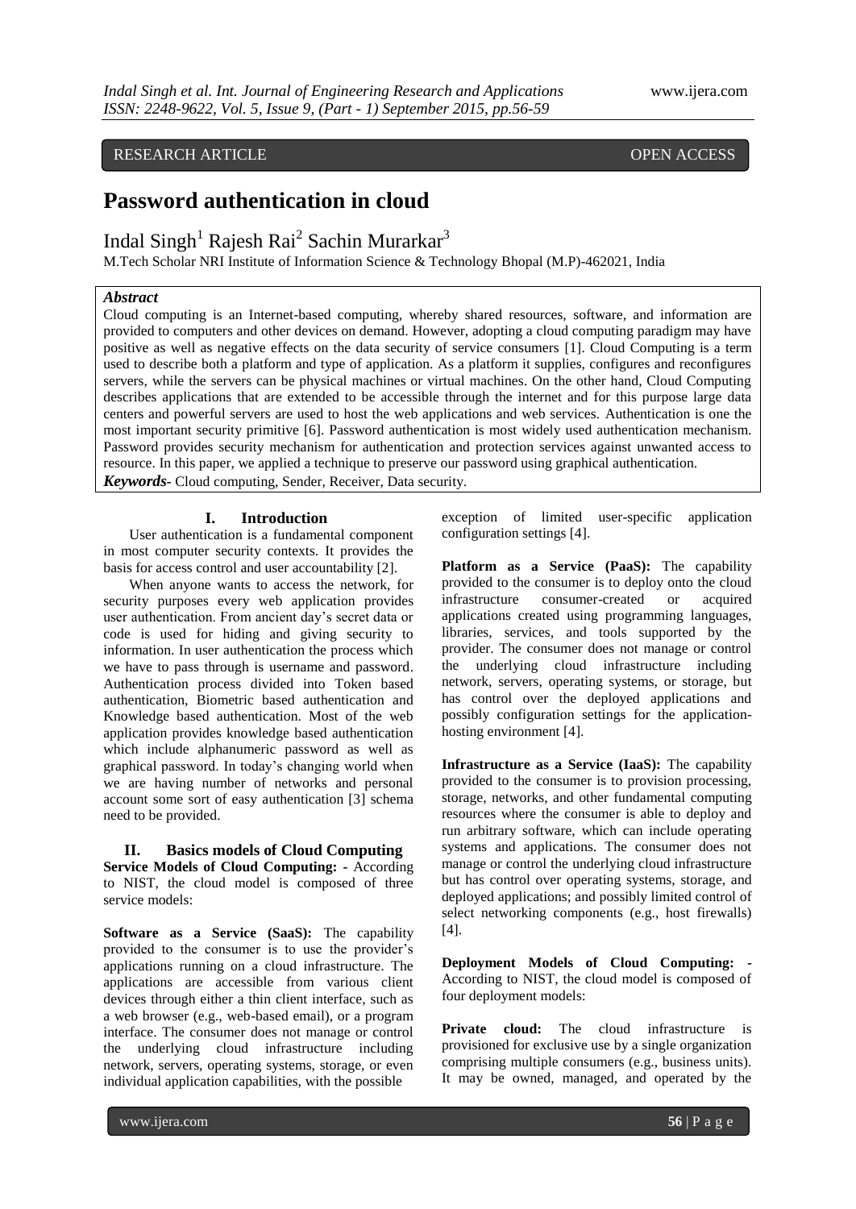RESEARCH ARTICLE OPEN ACCESS

# Password authentication in cloud

Indal Singh[1] Rajesh Rai[2] Sachin Murarkar[3]

M.Tech Scholar NRI Institute of Information Science & Technology Bhopal (M.P)-462021, India

***Abstract***

Cloud computing is an Internet-based computing, whereby shared resources, software, and information are provided to computers and other devices on demand. However, adopting a cloud computing paradigm may have positive as well as negative effects on the data security of service consumers [1]. Cloud Computing is a term used to describe both a platform and type of application. As a platform it supplies, configures and reconfigures servers, while the servers can be physical machines or virtual machines. On the other hand, Cloud Computing describes applications that are extended to be accessible through the internet and for this purpose large data centers and powerful servers are used to host the web applications and web services. Authentication is one the most important security primitive [6]. Password authentication is most widely used authentication mechanism. Password provides security mechanism for authentication and protection services against unwanted access to resource. In this paper, we applied a technique to preserve our password using graphical authentication.

***Keywords***- Cloud computing, Sender, Receiver, Data security.

## I. Introduction

User authentication is a fundamental component in most computer security contexts. It provides the basis for access control and user accountability [2].

When anyone wants to access the network, for security purposes every web application provides user authentication. From ancient day's secret data or code is used for hiding and giving security to information. In user authentication the process which we have to pass through is username and password. Authentication process divided into Token based authentication, Biometric based authentication and Knowledge based authentication. Most of the web application provides knowledge based authentication which include alphanumeric password as well as graphical password. In today's changing world when we are having number of networks and personal account some sort of easy authentication [3] schema need to be provided.

## II. Basics models of Cloud Computing

**Service Models of Cloud Computing: -** According to NIST, the cloud model is composed of three service models:

**Software as a Service (SaaS):** The capability provided to the consumer is to use the provider's applications running on a cloud infrastructure. The applications are accessible from various client devices through either a thin client interface, such as a web browser (e.g., web-based email), or a program interface. The consumer does not manage or control the underlying cloud infrastructure including network, servers, operating systems, storage, or even individual application capabilities, with the possible exception of limited user-specific application configuration settings [4].

**Platform as a Service (PaaS):** The capability provided to the consumer is to deploy onto the cloud infrastructure consumer-created or acquired applications created using programming languages, libraries, services, and tools supported by the provider. The consumer does not manage or control the underlying cloud infrastructure including network, servers, operating systems, or storage, but has control over the deployed applications and possibly configuration settings for the application-hosting environment [4].

**Infrastructure as a Service (IaaS):** The capability provided to the consumer is to provision processing, storage, networks, and other fundamental computing resources where the consumer is able to deploy and run arbitrary software, which can include operating systems and applications. The consumer does not manage or control the underlying cloud infrastructure but has control over operating systems, storage, and deployed applications; and possibly limited control of select networking components (e.g., host firewalls) [4].

**Deployment Models of Cloud Computing: -** According to NIST, the cloud model is composed of four deployment models:

**Private cloud:** The cloud infrastructure is provisioned for exclusive use by a single organization comprising multiple consumers (e.g., business units). It may be owned, managed, and operated by the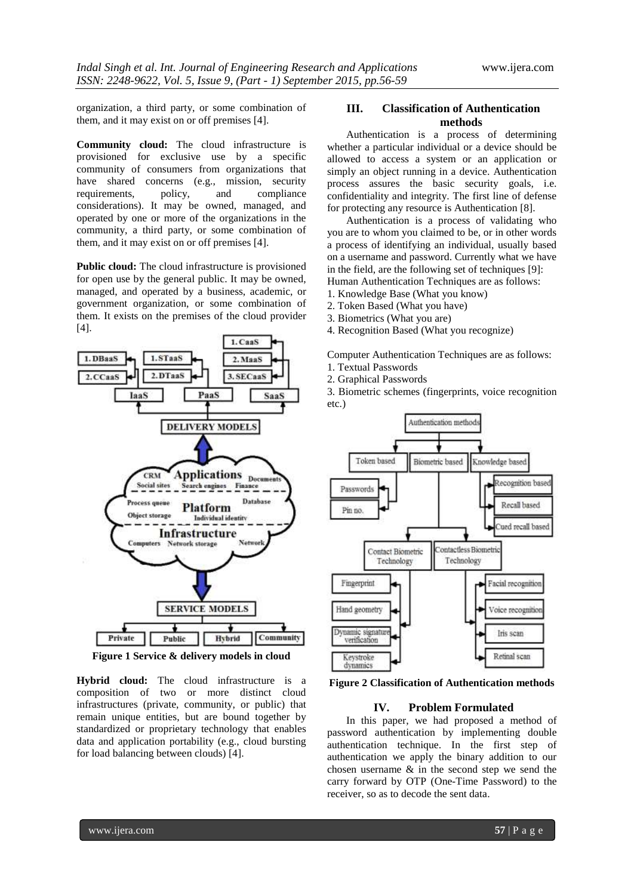organization, a third party, or some combination of them, and it may exist on or off premises [4].

**Community cloud:** The cloud infrastructure is provisioned for exclusive use by a specific community of consumers from organizations that have shared concerns (e.g., mission, security requirements, policy, and compliance considerations). It may be owned, managed, and operated by one or more of the organizations in the community, a third party, or some combination of them, and it may exist on or off premises [4].

**Public cloud:** The cloud infrastructure is provisioned for open use by the general public. It may be owned, managed, and operated by a business, academic, or government organization, or some combination of them. It exists on the premises of the cloud provider [4].

**Figure 1 Service & delivery models in cloud**

**Hybrid cloud:** The cloud infrastructure is a composition of two or more distinct cloud infrastructures (private, community, or public) that remain unique entities, but are bound together by standardized or proprietary technology that enables data and application portability (e.g., cloud bursting for load balancing between clouds) [4].

## III. Classification of Authentication methods

Authentication is a process of determining whether a particular individual or a device should be allowed to access a system or an application or simply an object running in a device. Authentication process assures the basic security goals, i.e. confidentiality and integrity. The first line of defense for protecting any resource is Authentication [8].

Authentication is a process of validating who you are to whom you claimed to be, or in other words a process of identifying an individual, usually based on a username and password. Currently what we have in the field, are the following set of techniques [9]:

Human Authentication Techniques are as follows:

1. Knowledge Base (What you know)
2. Token Based (What you have)
3. Biometrics (What you are)
4. Recognition Based (What you recognize)

Computer Authentication Techniques are as follows:

1. Textual Passwords
2. Graphical Passwords
3. Biometric schemes (fingerprints, voice recognition etc.)

**Figure 2 Classification of Authentication methods**

## IV. Problem Formulated

In this paper, we had proposed a method of password authentication by implementing double authentication technique. In the first step of authentication we apply the binary addition to our chosen username & in the second step we send the carry forward by OTP (One-Time Password) to the receiver, so as to decode the sent data.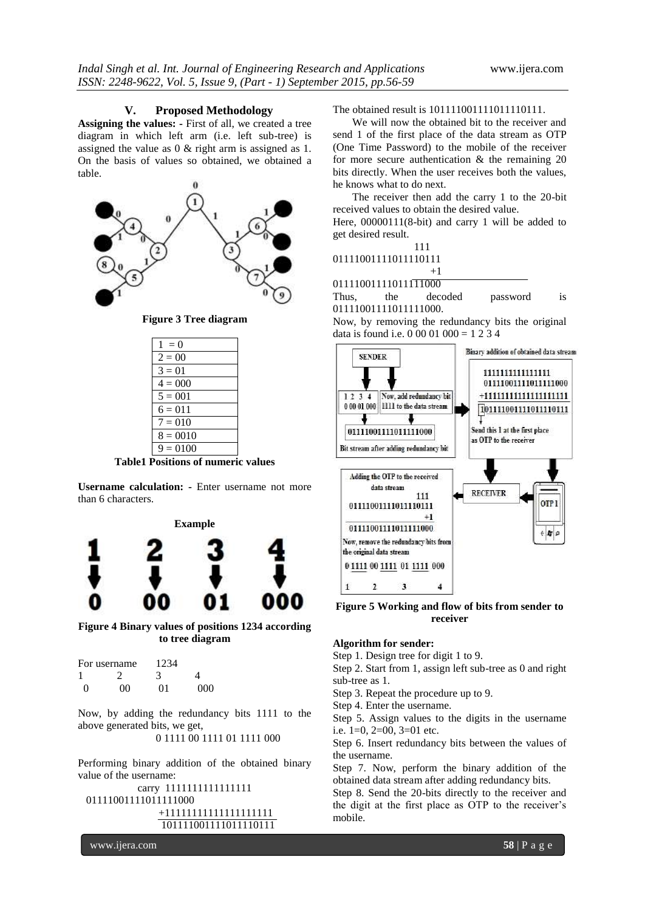## V. Proposed Methodology

**Assigning the values: -** First of all, we created a tree diagram in which left arm (i.e. left sub-tree) is assigned the value as 0 & right arm is assigned as 1. On the basis of values so obtained, we obtained a table.

**Figure 3 Tree diagram**

| |
|---|
| 1 = 0 |
| 2 = 00 |
| 3 = 01 |
| 4 = 000 |
| 5 = 001 |
| 6 = 011 |
| 7 = 010 |
| 8 = 0010 |
| 9 = 0100 |

**Table1 Positions of numeric values**

**Username calculation: -** Enter username not more than 6 characters.

**Example**

1 → 0, 2 → 00, 3 → 01, 4 → 000

**Figure 4 Binary values of positions 1234 according to tree diagram**

For username 1234

| 1 | 2 | 3 | 4 |
|---|---|---|---|
| 0 | 00 | 01 | 000 |

Now, by adding the redundancy bits 1111 to the above generated bits, we get,

0 1111 00 1111 01 1111 000

Performing binary addition of the obtained binary value of the username:

```
            carry 1111111111111111
  01111001111011111000
                 +11111111111111111111
                  101111001111011110111
```

The obtained result is 101111001111011110111.

We will now the obtained bit to the receiver and send 1 of the first place of the data stream as OTP (One Time Password) to the mobile of the receiver for more secure authentication & the remaining 20 bits directly. When the user receives both the values, he knows what to do next.

The receiver then add the carry 1 to the 20-bit received values to obtain the desired value.

Here, 00000111(8-bit) and carry 1 will be added to get desired result.

```
                    111
01111001111011110111
                      +1
01111001111011111000
```

Thus, the decoded password is 01111001111011111000.

Now, by removing the redundancy bits the original data is found i.e. 0 00 01 000 = 1 2 3 4

SENDER → 1 2 3 4 / 0 00 01 000 → Now, add redundancy bit 1111 to the data stream → 01111001111011111000 (Bit stream after adding redundancy bit)

Binary addition of obtained data stream:

```
 1111111111111111
 01111001111011111000
+11111111111111111111
 101111001111011110111
```

Send this 1 at the first place as OTP to the receiver

RECEIVER — OTP 1

Adding the OTP to the received data stream

```
                    111
01111001111011110111
                      +1
01111001111011111000
```

Now, remove the redundancy bits from the original data stream

0 1111 00 1111 01 1111 000

1 2 3 4

**Figure 5 Working and flow of bits from sender to receiver**

**Algorithm for sender:**

Step 1. Design tree for digit 1 to 9.

Step 2. Start from 1, assign left sub-tree as 0 and right sub-tree as 1.

Step 3. Repeat the procedure up to 9.

Step 4. Enter the username.

Step 5. Assign values to the digits in the username i.e. 1=0, 2=00, 3=01 etc.

Step 6. Insert redundancy bits between the values of the username.

Step 7. Now, perform the binary addition of the obtained data stream after adding redundancy bits.

Step 8. Send the 20-bits directly to the receiver and the digit at the first place as OTP to the receiver's mobile.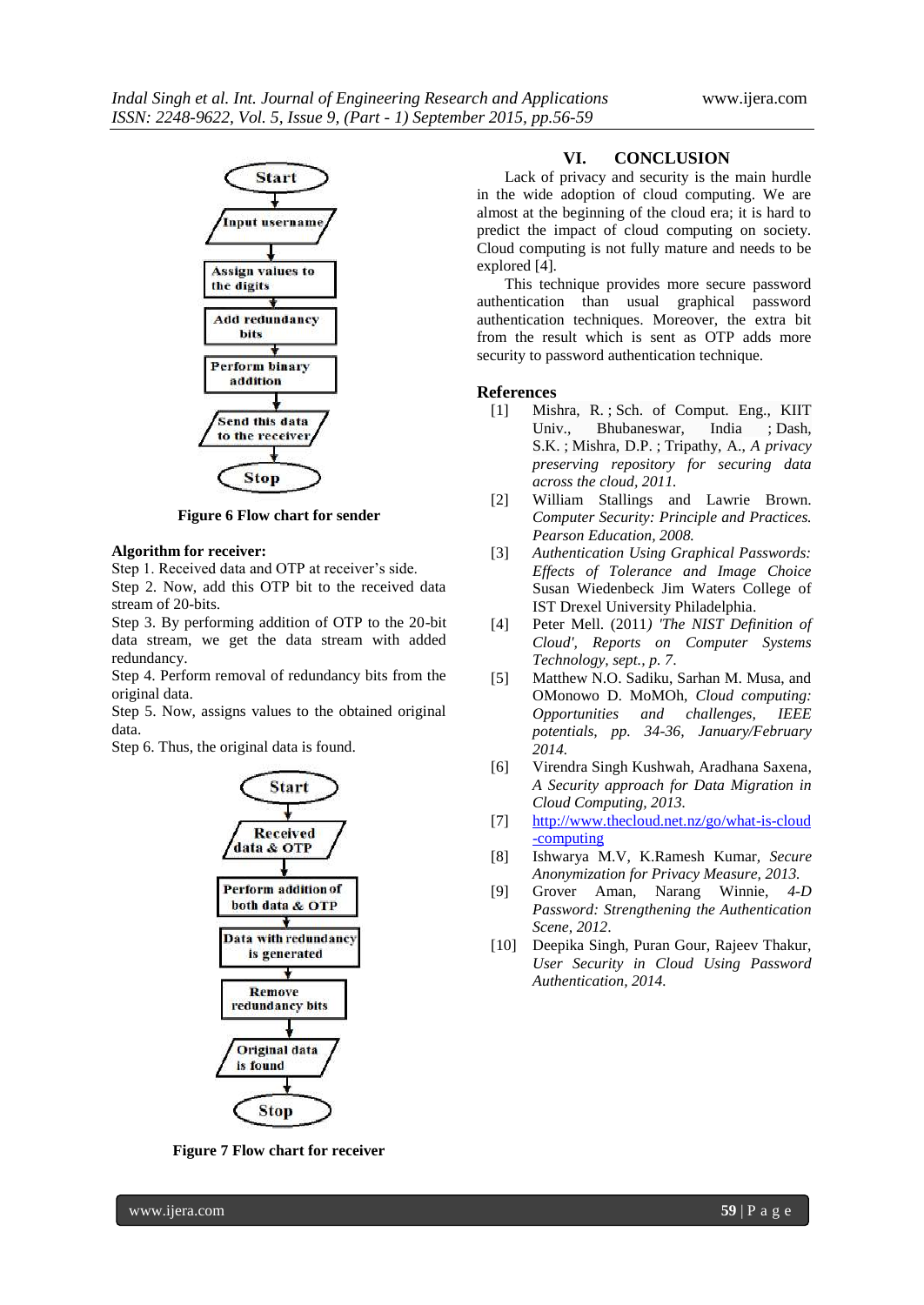Figure 6 Flow chart for sender

**Algorithm for receiver:**

Step 1. Received data and OTP at receiver's side.

Step 2. Now, add this OTP bit to the received data stream of 20-bits.

Step 3. By performing addition of OTP to the 20-bit data stream, we get the data stream with added redundancy.

Step 4. Perform removal of redundancy bits from the original data.

Step 5. Now, assigns values to the obtained original data.

Step 6. Thus, the original data is found.

Figure 7 Flow chart for receiver

## VI. CONCLUSION

Lack of privacy and security is the main hurdle in the wide adoption of cloud computing. We are almost at the beginning of the cloud era; it is hard to predict the impact of cloud computing on society. Cloud computing is not fully mature and needs to be explored [4].

This technique provides more secure password authentication than usual graphical password authentication techniques. Moreover, the extra bit from the result which is sent as OTP adds more security to password authentication technique.

## References

[1] Mishra, R. ; Sch. of Comput. Eng., KIIT Univ., Bhubaneswar, India ; Dash, S.K. ; Mishra, D.P. ; Tripathy, A., *A privacy preserving repository for securing data across the cloud, 2011.*

[2] William Stallings and Lawrie Brown. *Computer Security: Principle and Practices. Pearson Education, 2008.*

[3] *Authentication Using Graphical Passwords: Effects of Tolerance and Image Choice* Susan Wiedenbeck Jim Waters College of IST Drexel University Philadelphia.

[4] Peter Mell. (2011*) 'The NIST Definition of Cloud', Reports on Computer Systems Technology, sept., p. 7.*

[5] Matthew N.O. Sadiku, Sarhan M. Musa, and OMonowo D. MoMOh, *Cloud computing: Opportunities and challenges, IEEE potentials, pp. 34-36, January/February 2014.*

[6] Virendra Singh Kushwah, Aradhana Saxena, *A Security approach for Data Migration in Cloud Computing, 2013.*

[7] http://www.thecloud.net.nz/go/what-is-cloud-computing

[8] Ishwarya M.V, K.Ramesh Kumar, *Secure Anonymization for Privacy Measure, 2013.*

[9] Grover Aman, Narang Winnie, *4-D Password: Strengthening the Authentication Scene, 2012.*

[10] Deepika Singh, Puran Gour, Rajeev Thakur, *User Security in Cloud Using Password Authentication, 2014.*